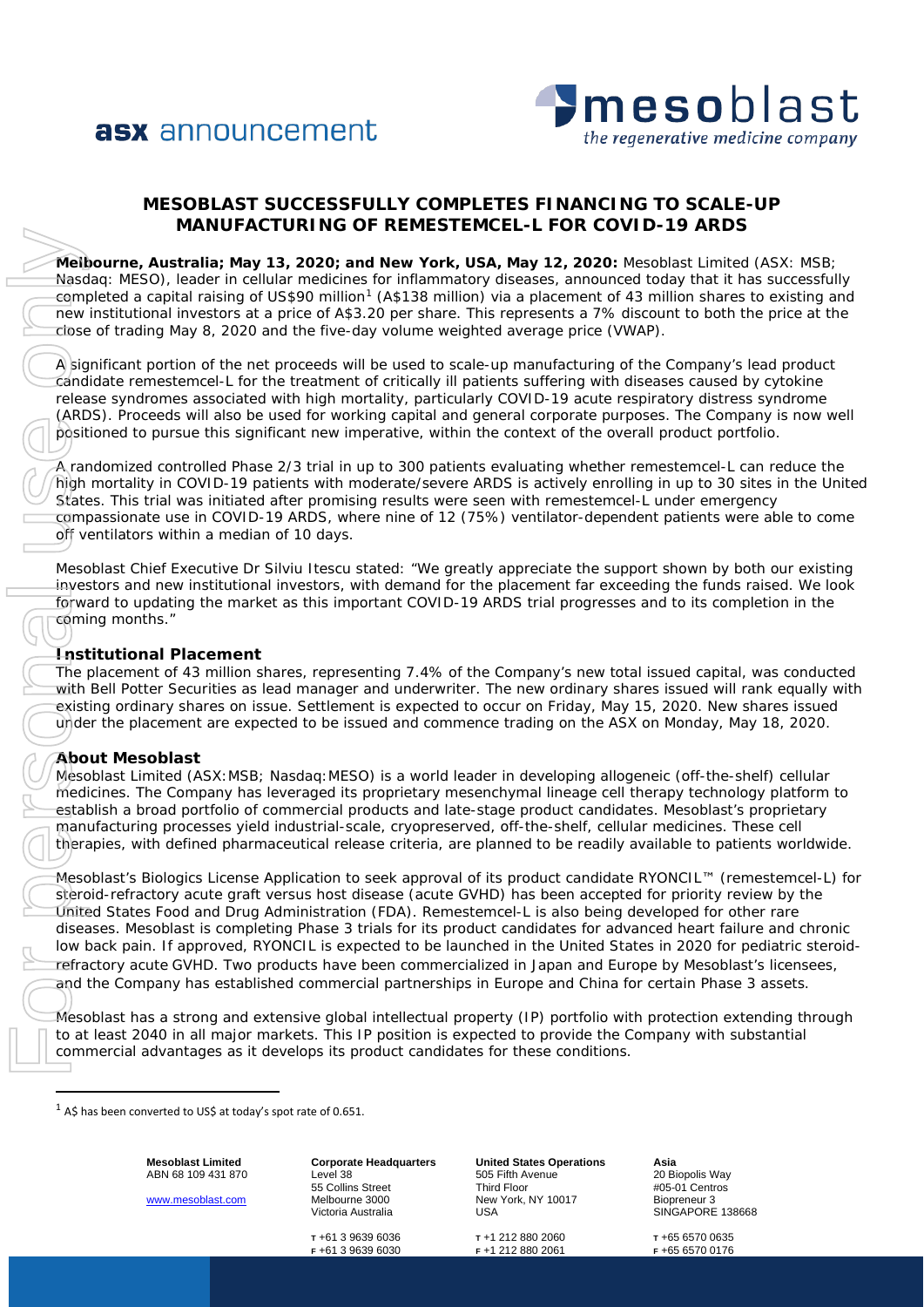asx announcement

mesoblast
*the regenerative medicine company*

# MESOBLAST SUCCESSFULLY COMPLETES FINANCING TO SCALE-UP MANUFACTURING OF REMESTEMCEL-L FOR COVID-19 ARDS

**Melbourne, Australia; May 13, 2020; and New York, USA, May 12, 2020:** Mesoblast Limited (ASX: MSB; Nasdaq: MESO), leader in cellular medicines for inflammatory diseases, announced today that it has successfully completed a capital raising of US$90 million[1] (A$138 million) via a placement of 43 million shares to existing and new institutional investors at a price of A$3.20 per share. This represents a 7% discount to both the price at the close of trading May 8, 2020 and the five-day volume weighted average price (VWAP).

A significant portion of the net proceeds will be used to scale-up manufacturing of the Company's lead product candidate remestemcel-L for the treatment of critically ill patients suffering with diseases caused by cytokine release syndromes associated with high mortality, particularly COVID-19 acute respiratory distress syndrome (ARDS). Proceeds will also be used for working capital and general corporate purposes. The Company is now well positioned to pursue this significant new imperative, within the context of the overall product portfolio.

A randomized controlled Phase 2/3 trial in up to 300 patients evaluating whether remestemcel-L can reduce the high mortality in COVID-19 patients with moderate/severe ARDS is actively enrolling in up to 30 sites in the United States. This trial was initiated after promising results were seen with remestemcel-L under emergency compassionate use in COVID-19 ARDS, where nine of 12 (75%) ventilator-dependent patients were able to come off ventilators within a median of 10 days.

Mesoblast Chief Executive Dr Silviu Itescu stated: "We greatly appreciate the support shown by both our existing investors and new institutional investors, with demand for the placement far exceeding the funds raised. We look forward to updating the market as this important COVID-19 ARDS trial progresses and to its completion in the coming months."

## Institutional Placement

The placement of 43 million shares, representing 7.4% of the Company's new total issued capital, was conducted with Bell Potter Securities as lead manager and underwriter. The new ordinary shares issued will rank equally with existing ordinary shares on issue. Settlement is expected to occur on Friday, May 15, 2020. New shares issued under the placement are expected to be issued and commence trading on the ASX on Monday, May 18, 2020.

## About Mesoblast

Mesoblast Limited (ASX:MSB; Nasdaq:MESO) is a world leader in developing allogeneic (off-the-shelf) cellular medicines. The Company has leveraged its proprietary mesenchymal lineage cell therapy technology platform to establish a broad portfolio of commercial products and late-stage product candidates. Mesoblast's proprietary manufacturing processes yield industrial-scale, cryopreserved, off-the-shelf, cellular medicines. These cell therapies, with defined pharmaceutical release criteria, are planned to be readily available to patients worldwide.

Mesoblast's Biologics License Application to seek approval of its product candidate RYONCIL™ (remestemcel-L) for steroid-refractory acute graft versus host disease (acute GVHD) has been accepted for priority review by the United States Food and Drug Administration (FDA). Remestemcel-L is also being developed for other rare diseases. Mesoblast is completing Phase 3 trials for its product candidates for advanced heart failure and chronic low back pain. If approved, RYONCIL is expected to be launched in the United States in 2020 for pediatric steroid-refractory acute GVHD. Two products have been commercialized in Japan and Europe by Mesoblast's licensees, and the Company has established commercial partnerships in Europe and China for certain Phase 3 assets.

Mesoblast has a strong and extensive global intellectual property (IP) portfolio with protection extending through to at least 2040 in all major markets. This IP position is expected to provide the Company with substantial commercial advantages as it develops its product candidates for these conditions.

[1] A$ has been converted to US$ at today's spot rate of 0.651.

**Mesoblast Limited**
ABN 68 109 431 870
www.mesoblast.com

**Corporate Headquarters**
Level 38
55 Collins Street
Melbourne 3000
Victoria Australia
T +61 3 9639 6036
F +61 3 9639 6030

**United States Operations**
505 Fifth Avenue
Third Floor
New York, NY 10017
USA
T +1 212 880 2060
F +1 212 880 2061

**Asia**
20 Biopolis Way
#05-01 Centros
Biopreneur 3
SINGAPORE 138668
T +65 6570 0635
F +65 6570 0176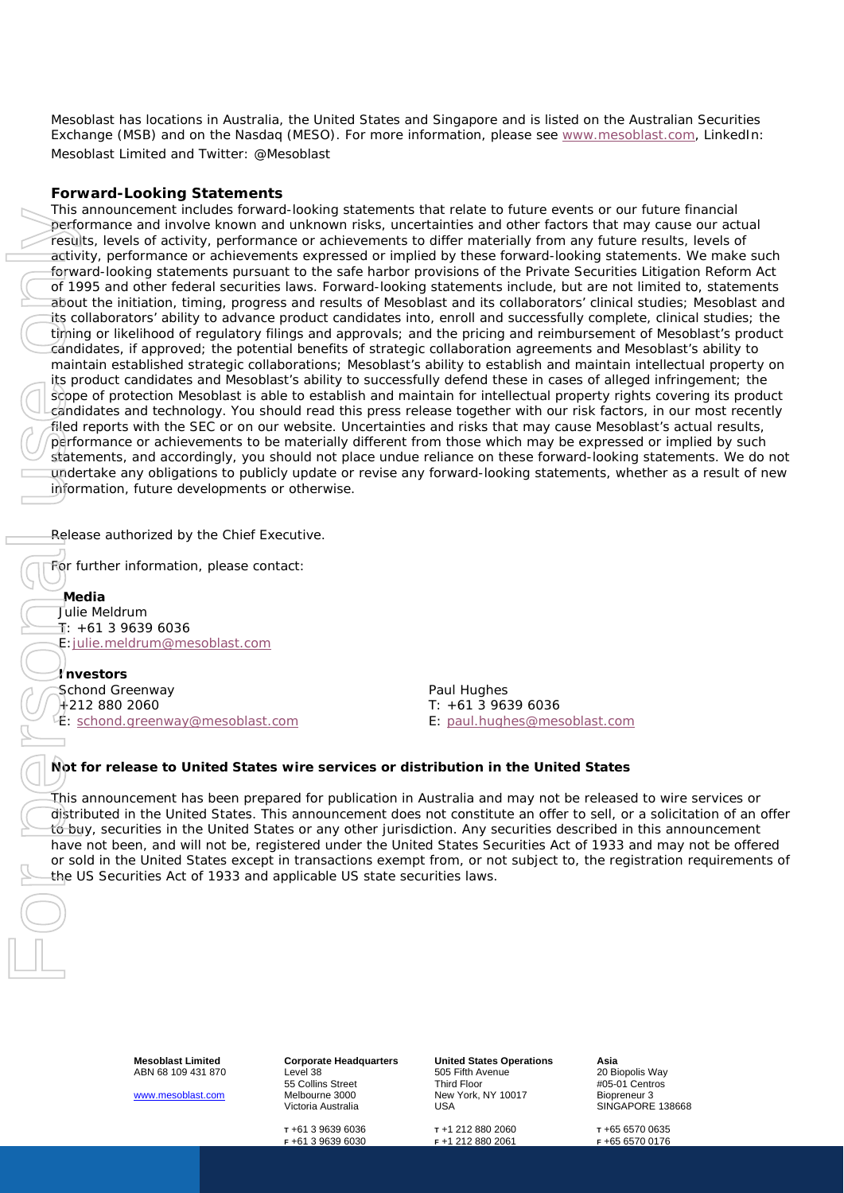Mesoblast has locations in Australia, the United States and Singapore and is listed on the Australian Securities Exchange (MSB) and on the Nasdaq (MESO). For more information, please see www.mesoblast.com, LinkedIn: Mesoblast Limited and Twitter: @Mesoblast

**Forward-Looking Statements**

This announcement includes forward-looking statements that relate to future events or our future financial performance and involve known and unknown risks, uncertainties and other factors that may cause our actual results, levels of activity, performance or achievements to differ materially from any future results, levels of activity, performance or achievements expressed or implied by these forward-looking statements. We make such forward-looking statements pursuant to the safe harbor provisions of the Private Securities Litigation Reform Act of 1995 and other federal securities laws. Forward-looking statements include, but are not limited to, statements about the initiation, timing, progress and results of Mesoblast and its collaborators' clinical studies; Mesoblast and its collaborators' ability to advance product candidates into, enroll and successfully complete, clinical studies; the timing or likelihood of regulatory filings and approvals; and the pricing and reimbursement of Mesoblast's product candidates, if approved; the potential benefits of strategic collaboration agreements and Mesoblast's ability to maintain established strategic collaborations; Mesoblast's ability to establish and maintain intellectual property on its product candidates and Mesoblast's ability to successfully defend these in cases of alleged infringement; the scope of protection Mesoblast is able to establish and maintain for intellectual property rights covering its product candidates and technology. You should read this press release together with our risk factors, in our most recently filed reports with the SEC or on our website. Uncertainties and risks that may cause Mesoblast's actual results, performance or achievements to be materially different from those which may be expressed or implied by such statements, and accordingly, you should not place undue reliance on these forward-looking statements. We do not undertake any obligations to publicly update or revise any forward-looking statements, whether as a result of new information, future developments or otherwise.

Release authorized by the Chief Executive.

For further information, please contact:

**Media**
Julie Meldrum
T: +61 3 9639 6036
E: julie.meldrum@mesoblast.com

**Investors**
Schond Greenway
+212 880 2060
E: schond.greenway@mesoblast.com

Paul Hughes
T: +61 3 9639 6036
E: paul.hughes@mesoblast.com

**Not for release to United States wire services or distribution in the United States**

This announcement has been prepared for publication in Australia and may not be released to wire services or distributed in the United States. This announcement does not constitute an offer to sell, or a solicitation of an offer to buy, securities in the United States or any other jurisdiction. Any securities described in this announcement have not been, and will not be, registered under the United States Securities Act of 1933 and may not be offered or sold in the United States except in transactions exempt from, or not subject to, the registration requirements of the US Securities Act of 1933 and applicable US state securities laws.

**Mesoblast Limited**
ABN 68 109 431 870
www.mesoblast.com

**Corporate Headquarters**
Level 38
55 Collins Street
Melbourne 3000
Victoria Australia
T +61 3 9639 6036
F +61 3 9639 6030

**United States Operations**
505 Fifth Avenue
Third Floor
New York, NY 10017
USA
T +1 212 880 2060
F +1 212 880 2061

**Asia**
20 Biopolis Way
#05-01 Centros
Biopreneur 3
SINGAPORE 138668
T +65 6570 0635
F +65 6570 0176